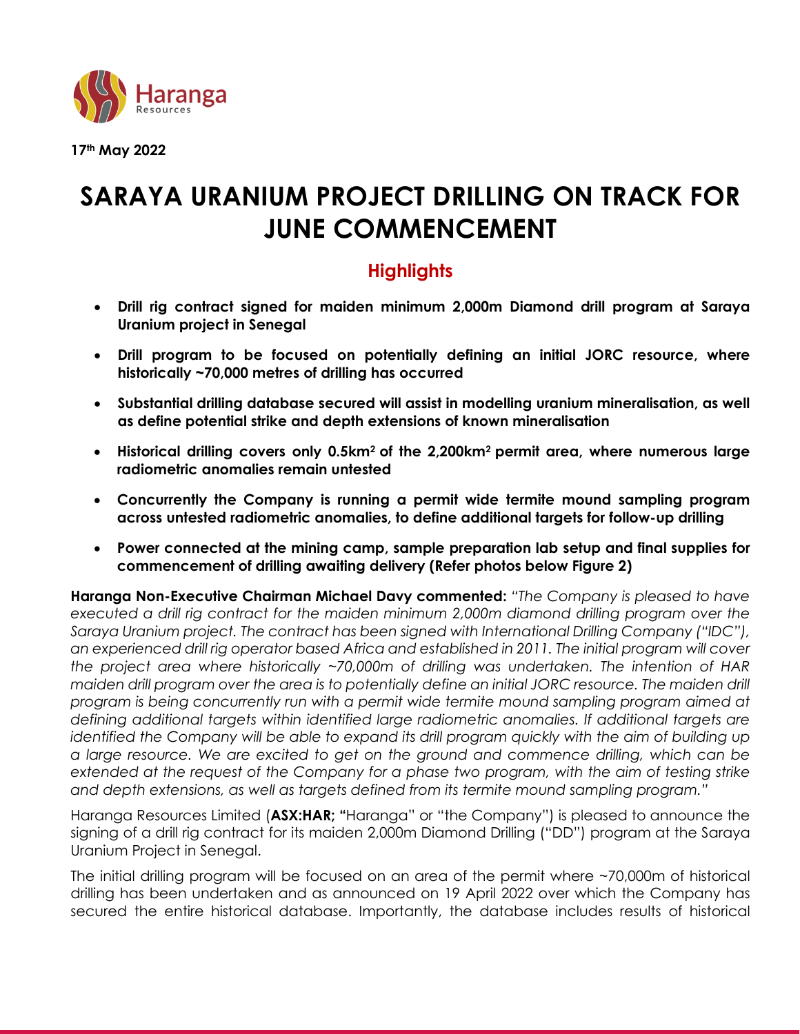17th May 2022

# SARAYA URANIUM PROJECT DRILLING ON TRACK FOR JUNE COMMENCEMENT

## Highlights

- **Drill rig contract signed for maiden minimum 2,000m Diamond drill program at Saraya Uranium project in Senegal**
- **Drill program to be focused on potentially defining an initial JORC resource, where historically ~70,000 metres of drilling has occurred**
- **Substantial drilling database secured will assist in modelling uranium mineralisation, as well as define potential strike and depth extensions of known mineralisation**
- **Historical drilling covers only 0.5km$^2$ of the 2,200km$^2$ permit area, where numerous large radiometric anomalies remain untested**
- **Concurrently the Company is running a permit wide termite mound sampling program across untested radiometric anomalies, to define additional targets for follow-up drilling**
- **Power connected at the mining camp, sample preparation lab setup and final supplies for commencement of drilling awaiting delivery (Refer photos below Figure 2)**

**Haranga Non-Executive Chairman Michael Davy commented:** *"The Company is pleased to have executed a drill rig contract for the maiden minimum 2,000m diamond drilling program over the Saraya Uranium project. The contract has been signed with International Drilling Company ("IDC"), an experienced drill rig operator based Africa and established in 2011. The initial program will cover the project area where historically ~70,000m of drilling was undertaken. The intention of HAR maiden drill program over the area is to potentially define an initial JORC resource. The maiden drill program is being concurrently run with a permit wide termite mound sampling program aimed at defining additional targets within identified large radiometric anomalies. If additional targets are identified the Company will be able to expand its drill program quickly with the aim of building up a large resource. We are excited to get on the ground and commence drilling, which can be extended at the request of the Company for a phase two program, with the aim of testing strike and depth extensions, as well as targets defined from its termite mound sampling program."*

Haranga Resources Limited (**ASX:HAR; "**Haranga" or "the Company") is pleased to announce the signing of a drill rig contract for its maiden 2,000m Diamond Drilling ("DD") program at the Saraya Uranium Project in Senegal.

The initial drilling program will be focused on an area of the permit where ~70,000m of historical drilling has been undertaken and as announced on 19 April 2022 over which the Company has secured the entire historical database. Importantly, the database includes results of historical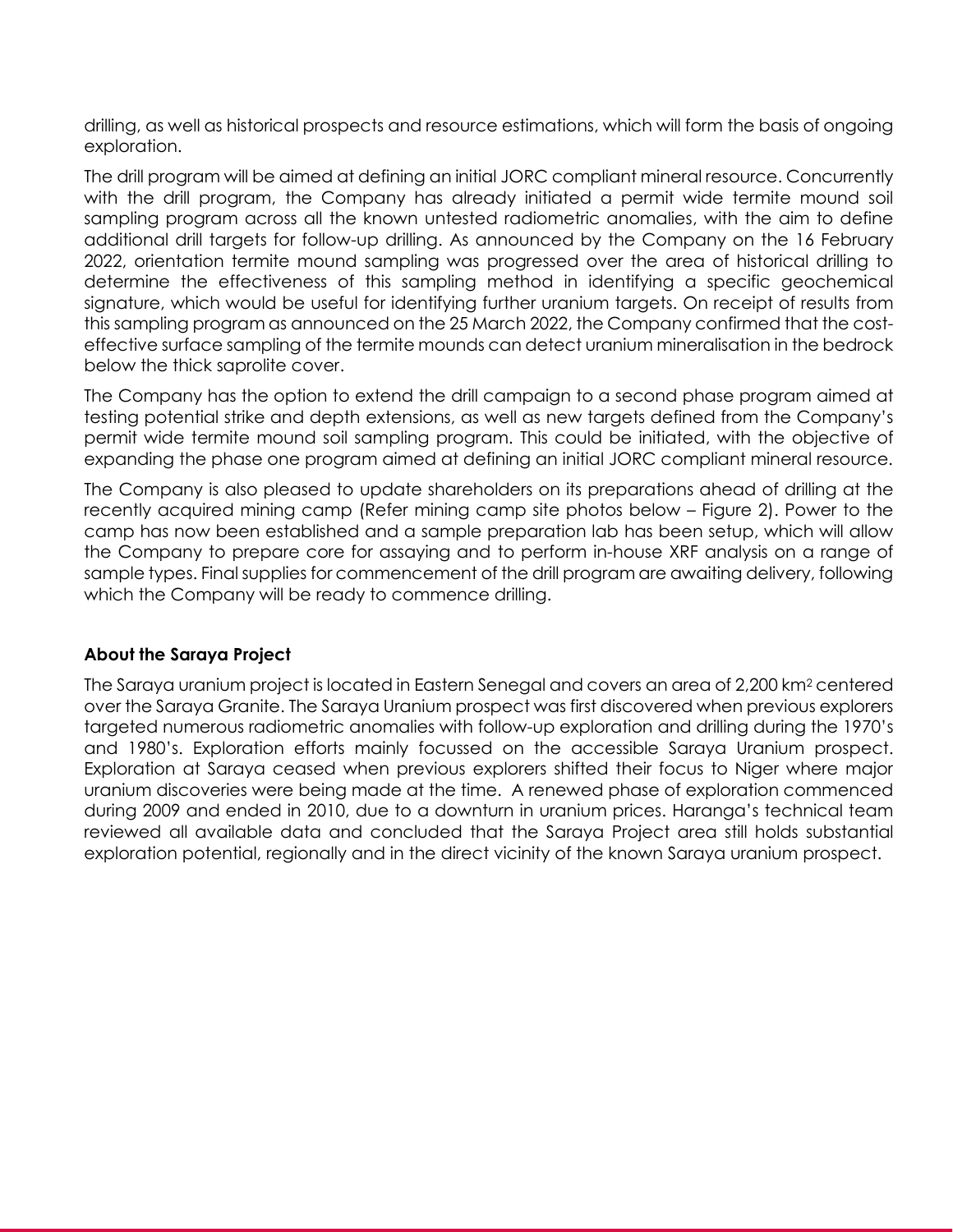drilling, as well as historical prospects and resource estimations, which will form the basis of ongoing exploration.

The drill program will be aimed at defining an initial JORC compliant mineral resource. Concurrently with the drill program, the Company has already initiated a permit wide termite mound soil sampling program across all the known untested radiometric anomalies, with the aim to define additional drill targets for follow-up drilling. As announced by the Company on the 16 February 2022, orientation termite mound sampling was progressed over the area of historical drilling to determine the effectiveness of this sampling method in identifying a specific geochemical signature, which would be useful for identifying further uranium targets. On receipt of results from this sampling program as announced on the 25 March 2022, the Company confirmed that the cost-effective surface sampling of the termite mounds can detect uranium mineralisation in the bedrock below the thick saprolite cover.

The Company has the option to extend the drill campaign to a second phase program aimed at testing potential strike and depth extensions, as well as new targets defined from the Company's permit wide termite mound soil sampling program. This could be initiated, with the objective of expanding the phase one program aimed at defining an initial JORC compliant mineral resource.

The Company is also pleased to update shareholders on its preparations ahead of drilling at the recently acquired mining camp (Refer mining camp site photos below – Figure 2). Power to the camp has now been established and a sample preparation lab has been setup, which will allow the Company to prepare core for assaying and to perform in-house XRF analysis on a range of sample types. Final supplies for commencement of the drill program are awaiting delivery, following which the Company will be ready to commence drilling.

**About the Saraya Project**

The Saraya uranium project is located in Eastern Senegal and covers an area of 2,200 $km^2$ centered over the Saraya Granite. The Saraya Uranium prospect was first discovered when previous explorers targeted numerous radiometric anomalies with follow-up exploration and drilling during the 1970's and 1980's. Exploration efforts mainly focussed on the accessible Saraya Uranium prospect. Exploration at Saraya ceased when previous explorers shifted their focus to Niger where major uranium discoveries were being made at the time. A renewed phase of exploration commenced during 2009 and ended in 2010, due to a downturn in uranium prices. Haranga's technical team reviewed all available data and concluded that the Saraya Project area still holds substantial exploration potential, regionally and in the direct vicinity of the known Saraya uranium prospect.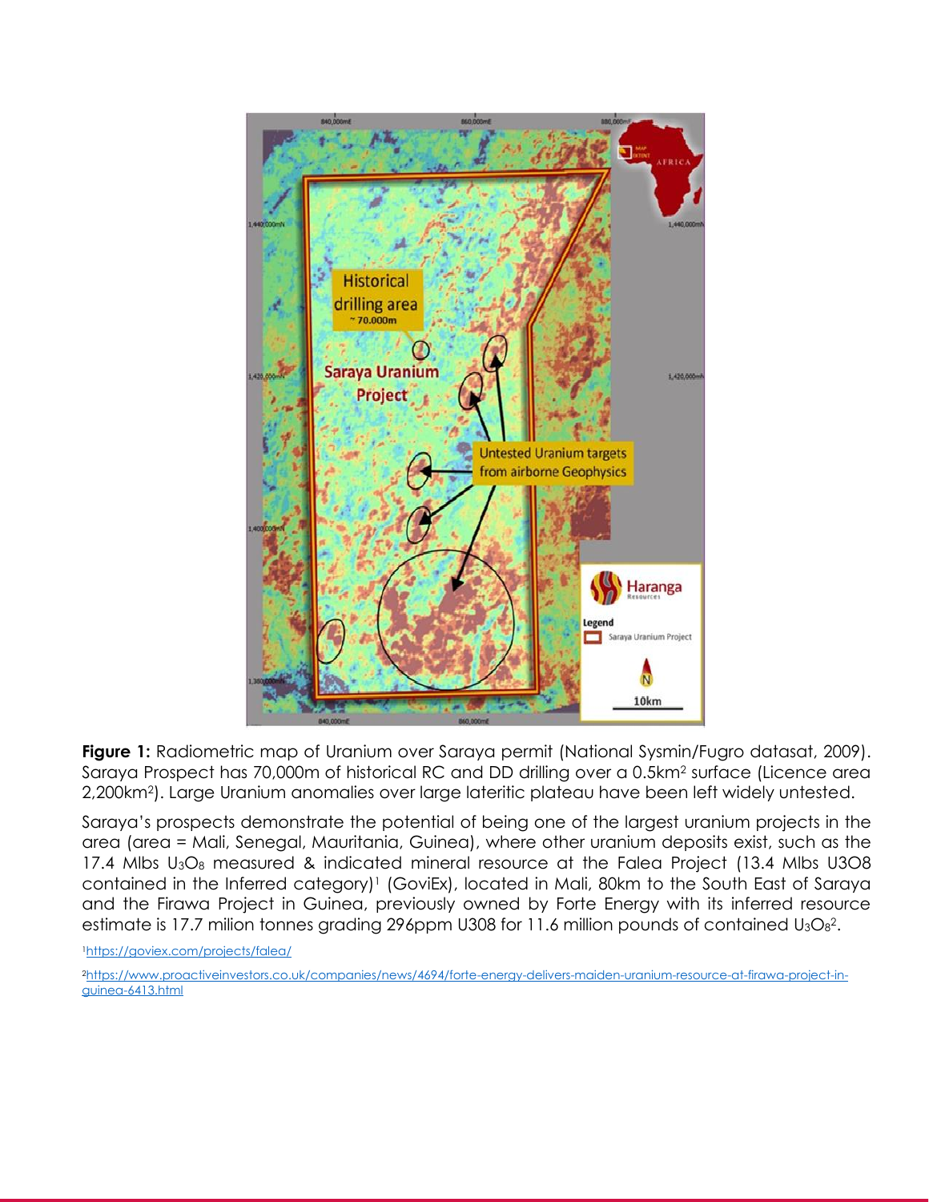**Figure 1:** Radiometric map of Uranium over Saraya permit (National Sysmin/Fugro datasat, 2009). Saraya Prospect has 70,000m of historical RC and DD drilling over a 0.5km$^2$ surface (Licence area 2,200km$^2$). Large Uranium anomalies over large lateritic plateau have been left widely untested.

Saraya's prospects demonstrate the potential of being one of the largest uranium projects in the area (area = Mali, Senegal, Mauritania, Guinea), where other uranium deposits exist, such as the 17.4 Mlbs $U_3O_8$ measured & indicated mineral resource at the Falea Project (13.4 Mlbs U3O8 contained in the Inferred category)[1] (GoviEx), located in Mali, 80km to the South East of Saraya and the Firawa Project in Guinea, previously owned by Forte Energy with its inferred resource estimate is 17.7 milion tonnes grading 296ppm U308 for 11.6 million pounds of contained $U_3O_8$[2].

[1]https://goviex.com/projects/falea/

[2]https://www.proactiveinvestors.co.uk/companies/news/4694/forte-energy-delivers-maiden-uranium-resource-at-firawa-project-in-guinea-6413.html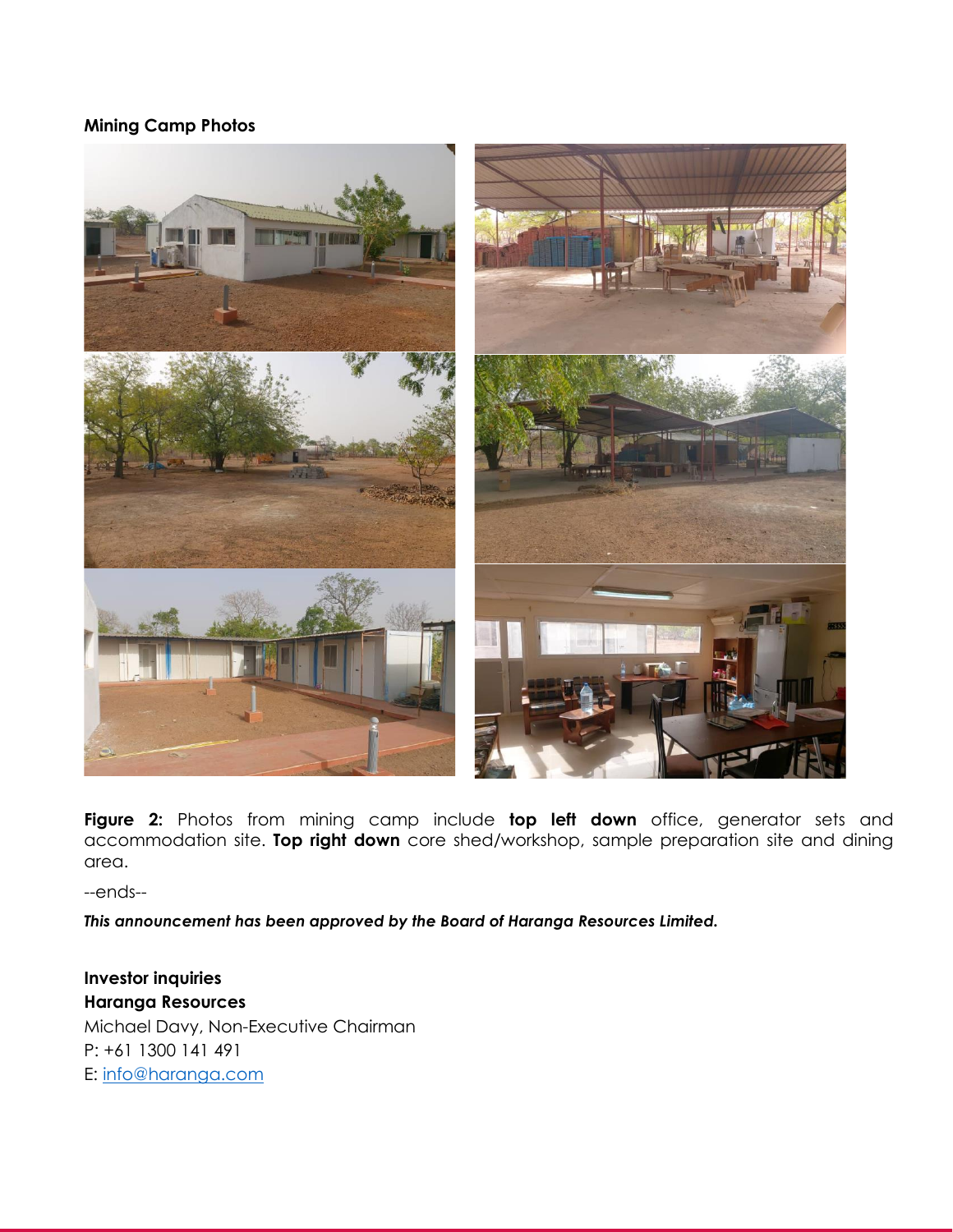**Mining Camp Photos**

**Figure 2:** Photos from mining camp include **top left down** office, generator sets and accommodation site. **Top right down** core shed/workshop, sample preparation site and dining area.

--ends--

***This announcement has been approved by the Board of Haranga Resources Limited.***

**Investor inquiries**

**Haranga Resources**

Michael Davy, Non-Executive Chairman

P: +61 1300 141 491

E: info@haranga.com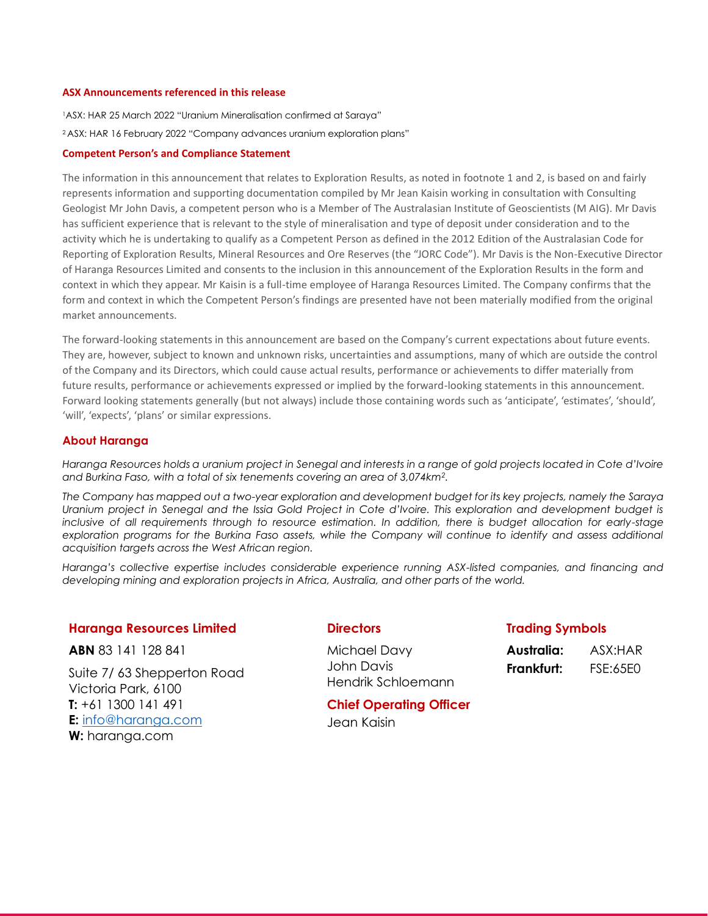#### ASX Announcements referenced in this release

[1]ASX: HAR 25 March 2022 "Uranium Mineralisation confirmed at Saraya"

[2] ASX: HAR 16 February 2022 "Company advances uranium exploration plans"

#### Competent Person's and Compliance Statement

The information in this announcement that relates to Exploration Results, as noted in footnote 1 and 2, is based on and fairly represents information and supporting documentation compiled by Mr Jean Kaisin working in consultation with Consulting Geologist Mr John Davis, a competent person who is a Member of The Australasian Institute of Geoscientists (M AIG). Mr Davis has sufficient experience that is relevant to the style of mineralisation and type of deposit under consideration and to the activity which he is undertaking to qualify as a Competent Person as defined in the 2012 Edition of the Australasian Code for Reporting of Exploration Results, Mineral Resources and Ore Reserves (the "JORC Code"). Mr Davis is the Non-Executive Director of Haranga Resources Limited and consents to the inclusion in this announcement of the Exploration Results in the form and context in which they appear. Mr Kaisin is a full-time employee of Haranga Resources Limited. The Company confirms that the form and context in which the Competent Person's findings are presented have not been materially modified from the original market announcements.

The forward-looking statements in this announcement are based on the Company's current expectations about future events. They are, however, subject to known and unknown risks, uncertainties and assumptions, many of which are outside the control of the Company and its Directors, which could cause actual results, performance or achievements to differ materially from future results, performance or achievements expressed or implied by the forward-looking statements in this announcement. Forward looking statements generally (but not always) include those containing words such as 'anticipate', 'estimates', 'should', 'will', 'expects', 'plans' or similar expressions.

### About Haranga

*Haranga Resources holds a uranium project in Senegal and interests in a range of gold projects located in Cote d'Ivoire and Burkina Faso, with a total of six tenements covering an area of 3,074km$^2$.*

*The Company has mapped out a two-year exploration and development budget for its key projects, namely the Saraya Uranium project in Senegal and the Issia Gold Project in Cote d'Ivoire. This exploration and development budget is inclusive of all requirements through to resource estimation. In addition, there is budget allocation for early-stage exploration programs for the Burkina Faso assets, while the Company will continue to identify and assess additional acquisition targets across the West African region.*

*Haranga's collective expertise includes considerable experience running ASX-listed companies, and financing and developing mining and exploration projects in Africa, Australia, and other parts of the world.*

### Haranga Resources Limited

**ABN** 83 141 128 841

Suite 7/ 63 Shepperton Road
Victoria Park, 6100
**T:** +61 1300 141 491
**E:** info@haranga.com
**W:** haranga.com

### Directors

Michael Davy
John Davis
Hendrik Schloemann

### Chief Operating Officer

Jean Kaisin

### Trading Symbols

| | |
|---|---|
| **Australia:** | ASX:HAR |
| **Frankfurt:** | FSE:65E0 |